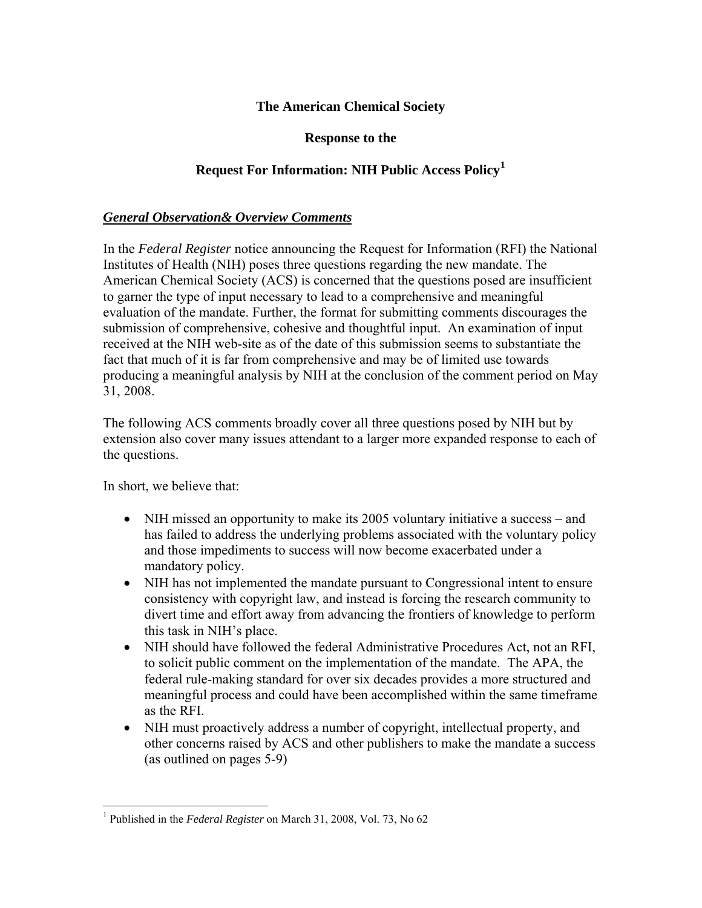**The American Chemical Society**

**Response to the**

**Request For Information: NIH Public Access Policy[1]**

***General Observation& Overview Comments***

In the *Federal Register* notice announcing the Request for Information (RFI) the National Institutes of Health (NIH) poses three questions regarding the new mandate. The American Chemical Society (ACS) is concerned that the questions posed are insufficient to garner the type of input necessary to lead to a comprehensive and meaningful evaluation of the mandate. Further, the format for submitting comments discourages the submission of comprehensive, cohesive and thoughtful input. An examination of input received at the NIH web-site as of the date of this submission seems to substantiate the fact that much of it is far from comprehensive and may be of limited use towards producing a meaningful analysis by NIH at the conclusion of the comment period on May 31, 2008.

The following ACS comments broadly cover all three questions posed by NIH but by extension also cover many issues attendant to a larger more expanded response to each of the questions.

In short, we believe that:

- NIH missed an opportunity to make its 2005 voluntary initiative a success – and has failed to address the underlying problems associated with the voluntary policy and those impediments to success will now become exacerbated under a mandatory policy.
- NIH has not implemented the mandate pursuant to Congressional intent to ensure consistency with copyright law, and instead is forcing the research community to divert time and effort away from advancing the frontiers of knowledge to perform this task in NIH's place.
- NIH should have followed the federal Administrative Procedures Act, not an RFI, to solicit public comment on the implementation of the mandate. The APA, the federal rule-making standard for over six decades provides a more structured and meaningful process and could have been accomplished within the same timeframe as the RFI.
- NIH must proactively address a number of copyright, intellectual property, and other concerns raised by ACS and other publishers to make the mandate a success (as outlined on pages 5-9)

---

[1] Published in the *Federal Register* on March 31, 2008, Vol. 73, No 62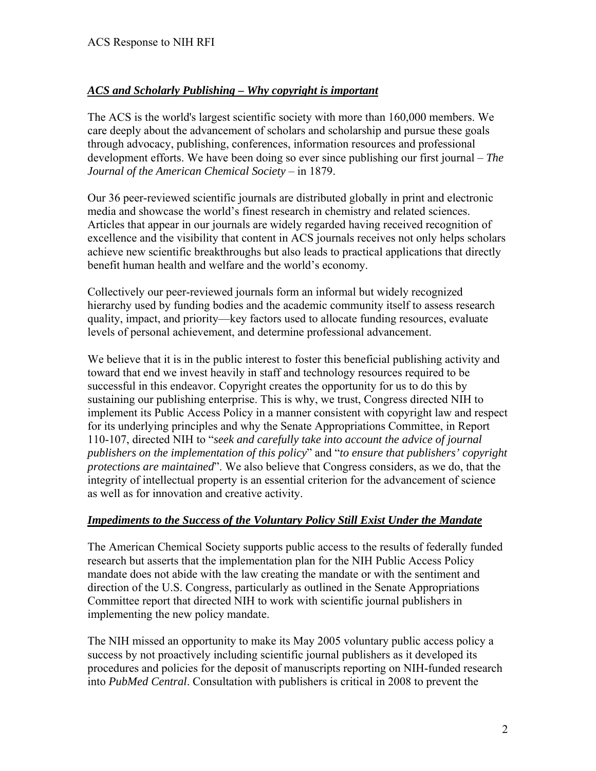## *ACS and Scholarly Publishing – Why copyright is important*

The ACS is the world's largest scientific society with more than 160,000 members. We care deeply about the advancement of scholars and scholarship and pursue these goals through advocacy, publishing, conferences, information resources and professional development efforts. We have been doing so ever since publishing our first journal – *The Journal of the American Chemical Society* – in 1879.

Our 36 peer-reviewed scientific journals are distributed globally in print and electronic media and showcase the world's finest research in chemistry and related sciences. Articles that appear in our journals are widely regarded having received recognition of excellence and the visibility that content in ACS journals receives not only helps scholars achieve new scientific breakthroughs but also leads to practical applications that directly benefit human health and welfare and the world's economy.

Collectively our peer-reviewed journals form an informal but widely recognized hierarchy used by funding bodies and the academic community itself to assess research quality, impact, and priority—key factors used to allocate funding resources, evaluate levels of personal achievement, and determine professional advancement.

We believe that it is in the public interest to foster this beneficial publishing activity and toward that end we invest heavily in staff and technology resources required to be successful in this endeavor. Copyright creates the opportunity for us to do this by sustaining our publishing enterprise. This is why, we trust, Congress directed NIH to implement its Public Access Policy in a manner consistent with copyright law and respect for its underlying principles and why the Senate Appropriations Committee, in Report 110-107, directed NIH to "*seek and carefully take into account the advice of journal publishers on the implementation of this policy*" and "*to ensure that publishers' copyright protections are maintained*". We also believe that Congress considers, as we do, that the integrity of intellectual property is an essential criterion for the advancement of science as well as for innovation and creative activity.

## *Impediments to the Success of the Voluntary Policy Still Exist Under the Mandate*

The American Chemical Society supports public access to the results of federally funded research but asserts that the implementation plan for the NIH Public Access Policy mandate does not abide with the law creating the mandate or with the sentiment and direction of the U.S. Congress, particularly as outlined in the Senate Appropriations Committee report that directed NIH to work with scientific journal publishers in implementing the new policy mandate.

The NIH missed an opportunity to make its May 2005 voluntary public access policy a success by not proactively including scientific journal publishers as it developed its procedures and policies for the deposit of manuscripts reporting on NIH-funded research into *PubMed Central*. Consultation with publishers is critical in 2008 to prevent the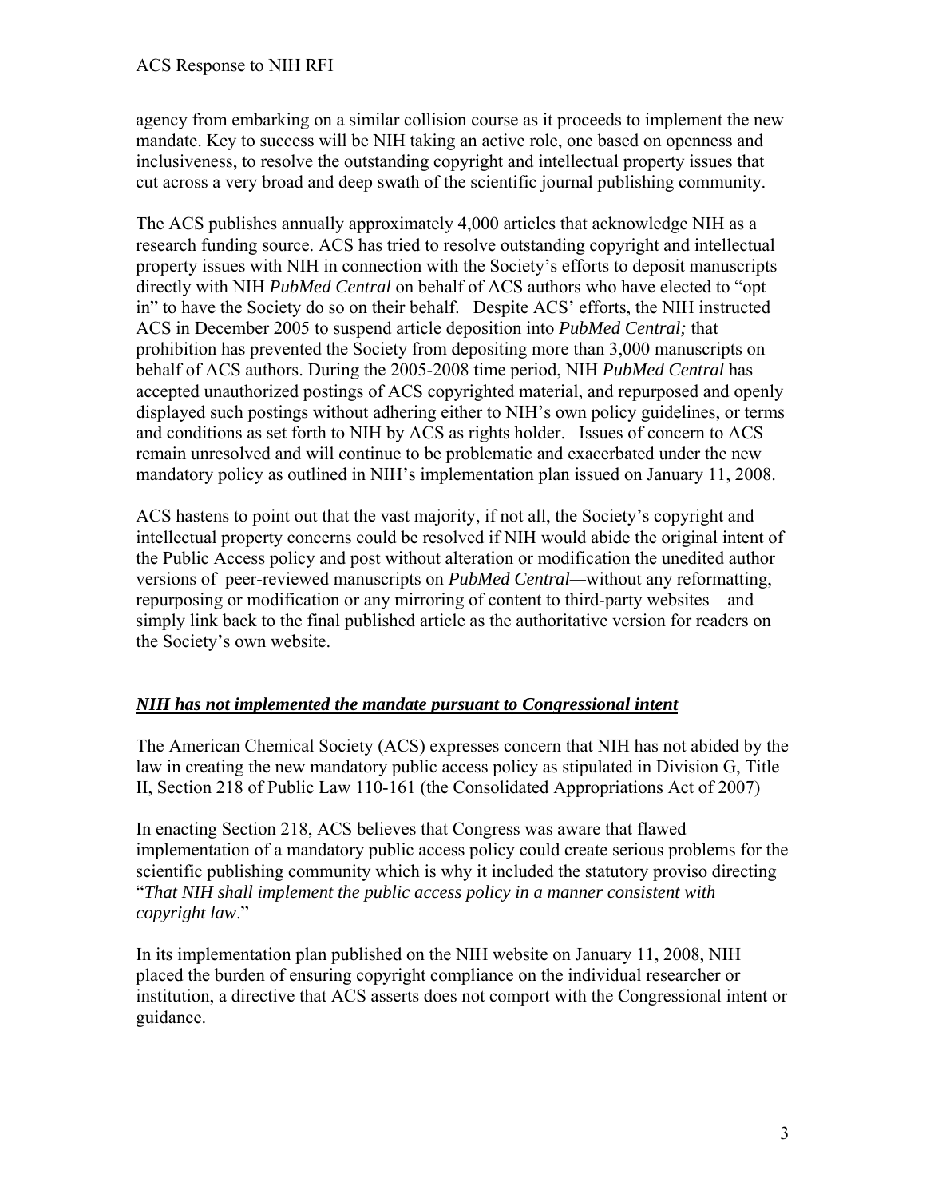agency from embarking on a similar collision course as it proceeds to implement the new mandate. Key to success will be NIH taking an active role, one based on openness and inclusiveness, to resolve the outstanding copyright and intellectual property issues that cut across a very broad and deep swath of the scientific journal publishing community.

The ACS publishes annually approximately 4,000 articles that acknowledge NIH as a research funding source. ACS has tried to resolve outstanding copyright and intellectual property issues with NIH in connection with the Society's efforts to deposit manuscripts directly with NIH *PubMed Central* on behalf of ACS authors who have elected to "opt in" to have the Society do so on their behalf. Despite ACS' efforts, the NIH instructed ACS in December 2005 to suspend article deposition into *PubMed Central;* that prohibition has prevented the Society from depositing more than 3,000 manuscripts on behalf of ACS authors. During the 2005-2008 time period, NIH *PubMed Central* has accepted unauthorized postings of ACS copyrighted material, and repurposed and openly displayed such postings without adhering either to NIH's own policy guidelines, or terms and conditions as set forth to NIH by ACS as rights holder. Issues of concern to ACS remain unresolved and will continue to be problematic and exacerbated under the new mandatory policy as outlined in NIH's implementation plan issued on January 11, 2008.

ACS hastens to point out that the vast majority, if not all, the Society's copyright and intellectual property concerns could be resolved if NIH would abide the original intent of the Public Access policy and post without alteration or modification the unedited author versions of peer-reviewed manuscripts on *PubMed Central*—without any reformatting, repurposing or modification or any mirroring of content to third-party websites—and simply link back to the final published article as the authoritative version for readers on the Society's own website.

## ***NIH has not implemented the mandate pursuant to Congressional intent***

The American Chemical Society (ACS) expresses concern that NIH has not abided by the law in creating the new mandatory public access policy as stipulated in Division G, Title II, Section 218 of Public Law 110-161 (the Consolidated Appropriations Act of 2007)

In enacting Section 218, ACS believes that Congress was aware that flawed implementation of a mandatory public access policy could create serious problems for the scientific publishing community which is why it included the statutory proviso directing "*That NIH shall implement the public access policy in a manner consistent with copyright law*."

In its implementation plan published on the NIH website on January 11, 2008, NIH placed the burden of ensuring copyright compliance on the individual researcher or institution, a directive that ACS asserts does not comport with the Congressional intent or guidance.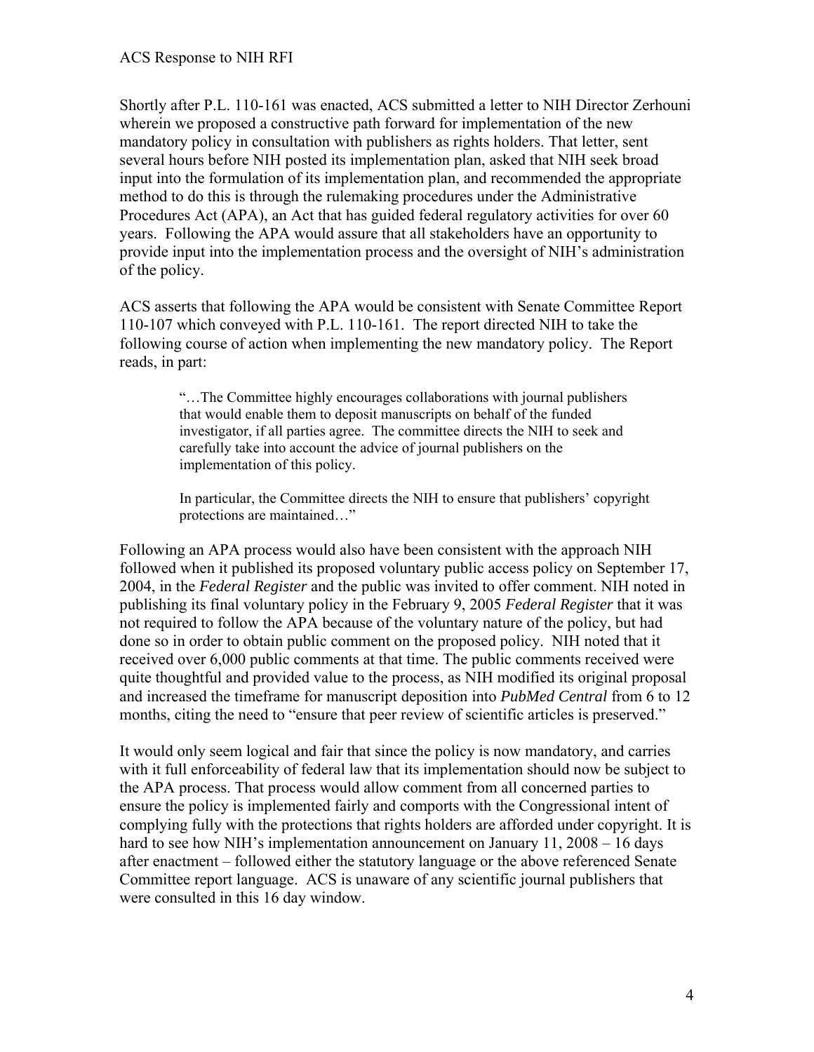Shortly after P.L. 110-161 was enacted, ACS submitted a letter to NIH Director Zerhouni wherein we proposed a constructive path forward for implementation of the new mandatory policy in consultation with publishers as rights holders. That letter, sent several hours before NIH posted its implementation plan, asked that NIH seek broad input into the formulation of its implementation plan, and recommended the appropriate method to do this is through the rulemaking procedures under the Administrative Procedures Act (APA), an Act that has guided federal regulatory activities for over 60 years. Following the APA would assure that all stakeholders have an opportunity to provide input into the implementation process and the oversight of NIH's administration of the policy.

ACS asserts that following the APA would be consistent with Senate Committee Report 110-107 which conveyed with P.L. 110-161. The report directed NIH to take the following course of action when implementing the new mandatory policy. The Report reads, in part:

> "…The Committee highly encourages collaborations with journal publishers that would enable them to deposit manuscripts on behalf of the funded investigator, if all parties agree. The committee directs the NIH to seek and carefully take into account the advice of journal publishers on the implementation of this policy.
>
> In particular, the Committee directs the NIH to ensure that publishers' copyright protections are maintained…"

Following an APA process would also have been consistent with the approach NIH followed when it published its proposed voluntary public access policy on September 17, 2004, in the *Federal Register* and the public was invited to offer comment. NIH noted in publishing its final voluntary policy in the February 9, 2005 *Federal Register* that it was not required to follow the APA because of the voluntary nature of the policy, but had done so in order to obtain public comment on the proposed policy. NIH noted that it received over 6,000 public comments at that time. The public comments received were quite thoughtful and provided value to the process, as NIH modified its original proposal and increased the timeframe for manuscript deposition into *PubMed Central* from 6 to 12 months, citing the need to "ensure that peer review of scientific articles is preserved."

It would only seem logical and fair that since the policy is now mandatory, and carries with it full enforceability of federal law that its implementation should now be subject to the APA process. That process would allow comment from all concerned parties to ensure the policy is implemented fairly and comports with the Congressional intent of complying fully with the protections that rights holders are afforded under copyright. It is hard to see how NIH's implementation announcement on January 11, 2008 – 16 days after enactment – followed either the statutory language or the above referenced Senate Committee report language. ACS is unaware of any scientific journal publishers that were consulted in this 16 day window.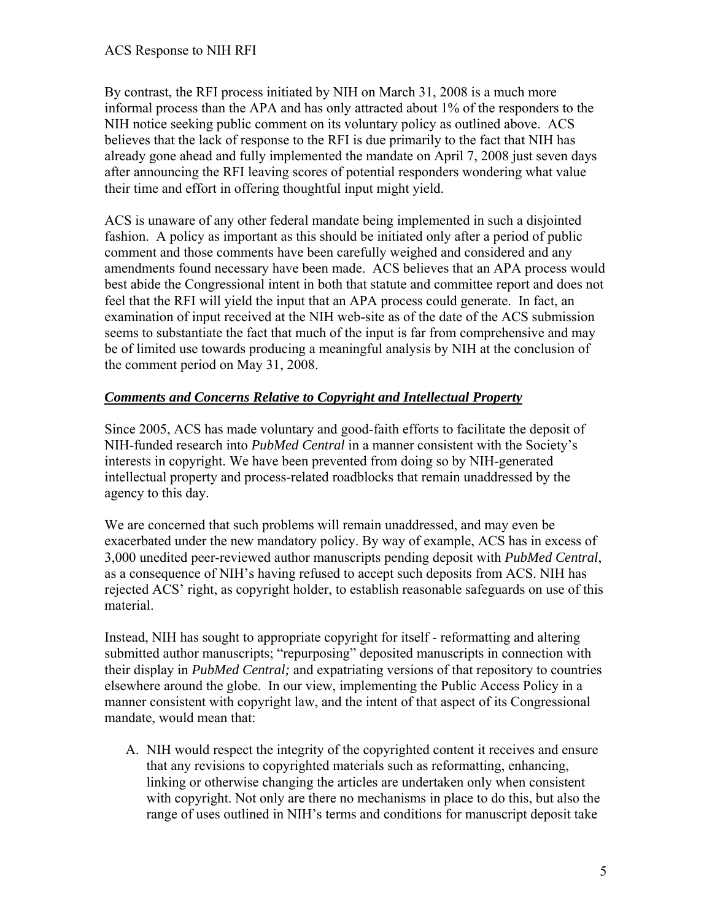By contrast, the RFI process initiated by NIH on March 31, 2008 is a much more informal process than the APA and has only attracted about 1% of the responders to the NIH notice seeking public comment on its voluntary policy as outlined above. ACS believes that the lack of response to the RFI is due primarily to the fact that NIH has already gone ahead and fully implemented the mandate on April 7, 2008 just seven days after announcing the RFI leaving scores of potential responders wondering what value their time and effort in offering thoughtful input might yield.

ACS is unaware of any other federal mandate being implemented in such a disjointed fashion. A policy as important as this should be initiated only after a period of public comment and those comments have been carefully weighed and considered and any amendments found necessary have been made. ACS believes that an APA process would best abide the Congressional intent in both that statute and committee report and does not feel that the RFI will yield the input that an APA process could generate. In fact, an examination of input received at the NIH web-site as of the date of the ACS submission seems to substantiate the fact that much of the input is far from comprehensive and may be of limited use towards producing a meaningful analysis by NIH at the conclusion of the comment period on May 31, 2008.

## ***Comments and Concerns Relative to Copyright and Intellectual Property***

Since 2005, ACS has made voluntary and good-faith efforts to facilitate the deposit of NIH-funded research into *PubMed Central* in a manner consistent with the Society's interests in copyright. We have been prevented from doing so by NIH-generated intellectual property and process-related roadblocks that remain unaddressed by the agency to this day.

We are concerned that such problems will remain unaddressed, and may even be exacerbated under the new mandatory policy. By way of example, ACS has in excess of 3,000 unedited peer-reviewed author manuscripts pending deposit with *PubMed Central*, as a consequence of NIH's having refused to accept such deposits from ACS. NIH has rejected ACS' right, as copyright holder, to establish reasonable safeguards on use of this material.

Instead, NIH has sought to appropriate copyright for itself - reformatting and altering submitted author manuscripts; "repurposing" deposited manuscripts in connection with their display in *PubMed Central;* and expatriating versions of that repository to countries elsewhere around the globe. In our view, implementing the Public Access Policy in a manner consistent with copyright law, and the intent of that aspect of its Congressional mandate, would mean that:

A. NIH would respect the integrity of the copyrighted content it receives and ensure that any revisions to copyrighted materials such as reformatting, enhancing, linking or otherwise changing the articles are undertaken only when consistent with copyright. Not only are there no mechanisms in place to do this, but also the range of uses outlined in NIH's terms and conditions for manuscript deposit take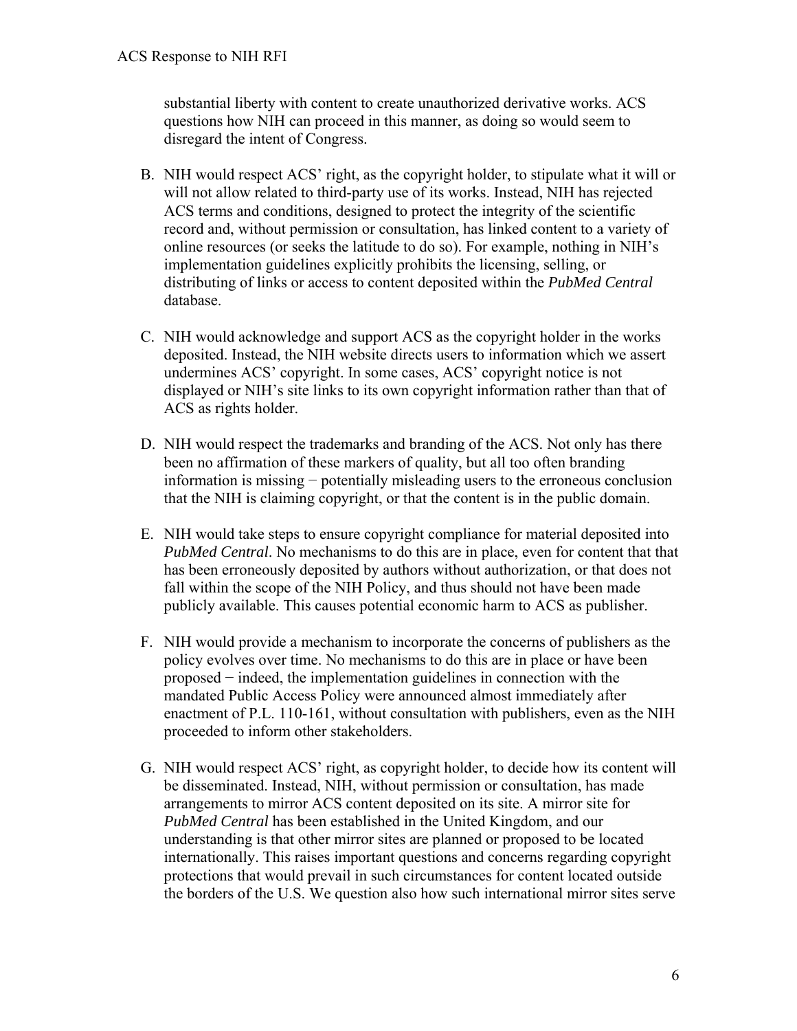substantial liberty with content to create unauthorized derivative works. ACS questions how NIH can proceed in this manner, as doing so would seem to disregard the intent of Congress.

B. NIH would respect ACS' right, as the copyright holder, to stipulate what it will or will not allow related to third-party use of its works. Instead, NIH has rejected ACS terms and conditions, designed to protect the integrity of the scientific record and, without permission or consultation, has linked content to a variety of online resources (or seeks the latitude to do so). For example, nothing in NIH's implementation guidelines explicitly prohibits the licensing, selling, or distributing of links or access to content deposited within the *PubMed Central* database.

C. NIH would acknowledge and support ACS as the copyright holder in the works deposited. Instead, the NIH website directs users to information which we assert undermines ACS' copyright. In some cases, ACS' copyright notice is not displayed or NIH's site links to its own copyright information rather than that of ACS as rights holder.

D. NIH would respect the trademarks and branding of the ACS. Not only has there been no affirmation of these markers of quality, but all too often branding information is missing − potentially misleading users to the erroneous conclusion that the NIH is claiming copyright, or that the content is in the public domain.

E. NIH would take steps to ensure copyright compliance for material deposited into *PubMed Central*. No mechanisms to do this are in place, even for content that that has been erroneously deposited by authors without authorization, or that does not fall within the scope of the NIH Policy, and thus should not have been made publicly available. This causes potential economic harm to ACS as publisher.

F. NIH would provide a mechanism to incorporate the concerns of publishers as the policy evolves over time. No mechanisms to do this are in place or have been proposed − indeed, the implementation guidelines in connection with the mandated Public Access Policy were announced almost immediately after enactment of P.L. 110-161, without consultation with publishers, even as the NIH proceeded to inform other stakeholders.

G. NIH would respect ACS' right, as copyright holder, to decide how its content will be disseminated. Instead, NIH, without permission or consultation, has made arrangements to mirror ACS content deposited on its site. A mirror site for *PubMed Central* has been established in the United Kingdom, and our understanding is that other mirror sites are planned or proposed to be located internationally. This raises important questions and concerns regarding copyright protections that would prevail in such circumstances for content located outside the borders of the U.S. We question also how such international mirror sites serve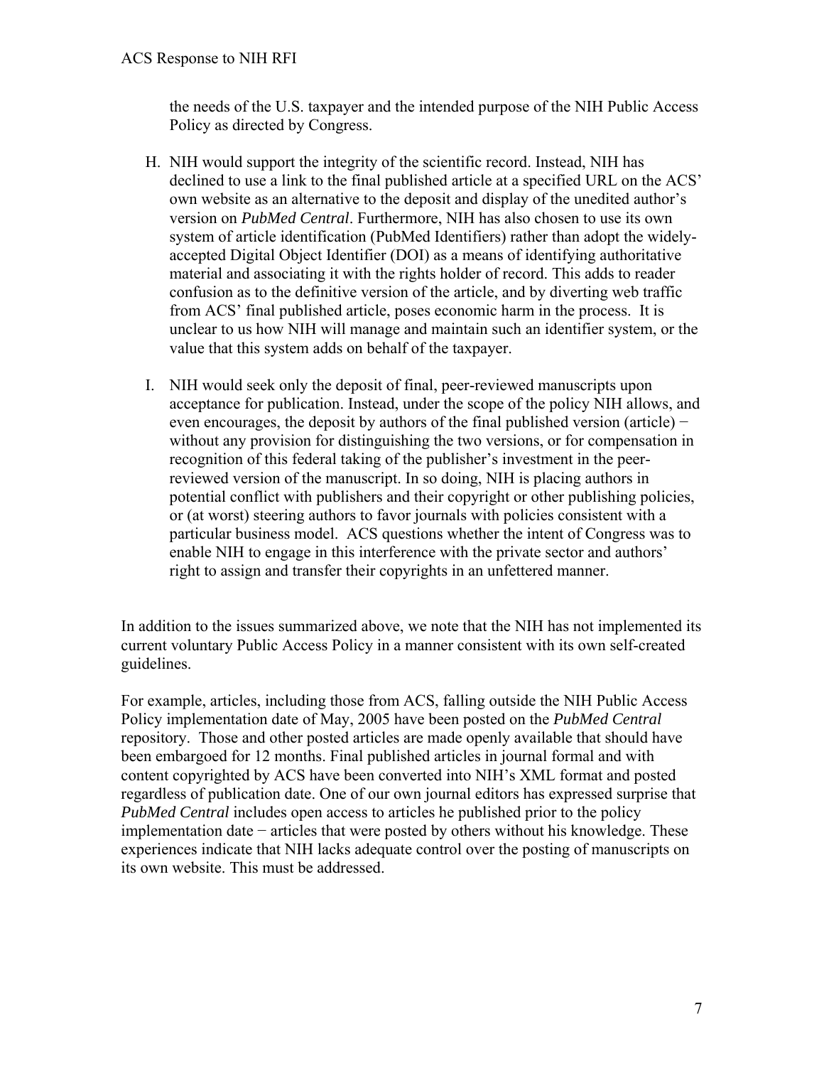the needs of the U.S. taxpayer and the intended purpose of the NIH Public Access Policy as directed by Congress.

H. NIH would support the integrity of the scientific record. Instead, NIH has declined to use a link to the final published article at a specified URL on the ACS' own website as an alternative to the deposit and display of the unedited author's version on *PubMed Central*. Furthermore, NIH has also chosen to use its own system of article identification (PubMed Identifiers) rather than adopt the widely-accepted Digital Object Identifier (DOI) as a means of identifying authoritative material and associating it with the rights holder of record. This adds to reader confusion as to the definitive version of the article, and by diverting web traffic from ACS' final published article, poses economic harm in the process. It is unclear to us how NIH will manage and maintain such an identifier system, or the value that this system adds on behalf of the taxpayer.

I. NIH would seek only the deposit of final, peer-reviewed manuscripts upon acceptance for publication. Instead, under the scope of the policy NIH allows, and even encourages, the deposit by authors of the final published version (article) − without any provision for distinguishing the two versions, or for compensation in recognition of this federal taking of the publisher's investment in the peer-reviewed version of the manuscript. In so doing, NIH is placing authors in potential conflict with publishers and their copyright or other publishing policies, or (at worst) steering authors to favor journals with policies consistent with a particular business model. ACS questions whether the intent of Congress was to enable NIH to engage in this interference with the private sector and authors' right to assign and transfer their copyrights in an unfettered manner.

In addition to the issues summarized above, we note that the NIH has not implemented its current voluntary Public Access Policy in a manner consistent with its own self-created guidelines.

For example, articles, including those from ACS, falling outside the NIH Public Access Policy implementation date of May, 2005 have been posted on the *PubMed Central* repository. Those and other posted articles are made openly available that should have been embargoed for 12 months. Final published articles in journal formal and with content copyrighted by ACS have been converted into NIH's XML format and posted regardless of publication date. One of our own journal editors has expressed surprise that *PubMed Central* includes open access to articles he published prior to the policy implementation date − articles that were posted by others without his knowledge. These experiences indicate that NIH lacks adequate control over the posting of manuscripts on its own website. This must be addressed.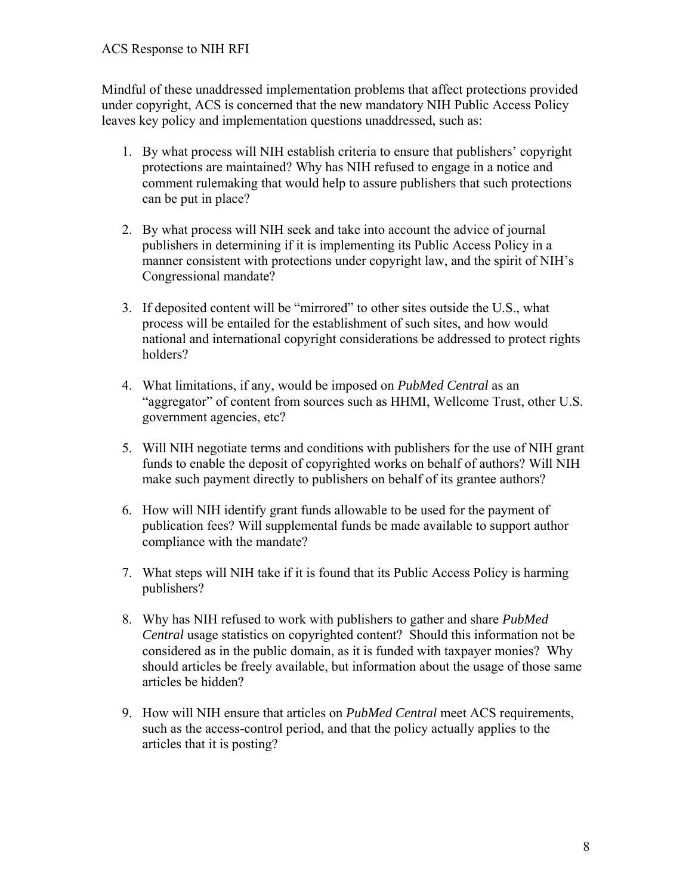Mindful of these unaddressed implementation problems that affect protections provided under copyright, ACS is concerned that the new mandatory NIH Public Access Policy leaves key policy and implementation questions unaddressed, such as:

1. By what process will NIH establish criteria to ensure that publishers' copyright protections are maintained? Why has NIH refused to engage in a notice and comment rulemaking that would help to assure publishers that such protections can be put in place?

2. By what process will NIH seek and take into account the advice of journal publishers in determining if it is implementing its Public Access Policy in a manner consistent with protections under copyright law, and the spirit of NIH's Congressional mandate?

3. If deposited content will be "mirrored" to other sites outside the U.S., what process will be entailed for the establishment of such sites, and how would national and international copyright considerations be addressed to protect rights holders?

4. What limitations, if any, would be imposed on *PubMed Central* as an "aggregator" of content from sources such as HHMI, Wellcome Trust, other U.S. government agencies, etc?

5. Will NIH negotiate terms and conditions with publishers for the use of NIH grant funds to enable the deposit of copyrighted works on behalf of authors? Will NIH make such payment directly to publishers on behalf of its grantee authors?

6. How will NIH identify grant funds allowable to be used for the payment of publication fees? Will supplemental funds be made available to support author compliance with the mandate?

7. What steps will NIH take if it is found that its Public Access Policy is harming publishers?

8. Why has NIH refused to work with publishers to gather and share *PubMed Central* usage statistics on copyrighted content? Should this information not be considered as in the public domain, as it is funded with taxpayer monies? Why should articles be freely available, but information about the usage of those same articles be hidden?

9. How will NIH ensure that articles on *PubMed Central* meet ACS requirements, such as the access-control period, and that the policy actually applies to the articles that it is posting?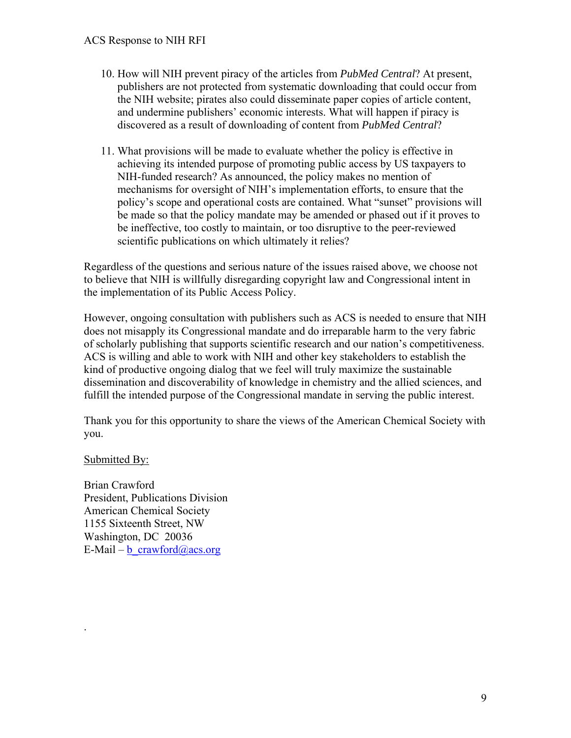10. How will NIH prevent piracy of the articles from *PubMed Central*? At present, publishers are not protected from systematic downloading that could occur from the NIH website; pirates also could disseminate paper copies of article content, and undermine publishers' economic interests. What will happen if piracy is discovered as a result of downloading of content from *PubMed Central*?

11. What provisions will be made to evaluate whether the policy is effective in achieving its intended purpose of promoting public access by US taxpayers to NIH-funded research? As announced, the policy makes no mention of mechanisms for oversight of NIH's implementation efforts, to ensure that the policy's scope and operational costs are contained. What "sunset" provisions will be made so that the policy mandate may be amended or phased out if it proves to be ineffective, too costly to maintain, or too disruptive to the peer-reviewed scientific publications on which ultimately it relies?

Regardless of the questions and serious nature of the issues raised above, we choose not to believe that NIH is willfully disregarding copyright law and Congressional intent in the implementation of its Public Access Policy.

However, ongoing consultation with publishers such as ACS is needed to ensure that NIH does not misapply its Congressional mandate and do irreparable harm to the very fabric of scholarly publishing that supports scientific research and our nation's competitiveness. ACS is willing and able to work with NIH and other key stakeholders to establish the kind of productive ongoing dialog that we feel will truly maximize the sustainable dissemination and discoverability of knowledge in chemistry and the allied sciences, and fulfill the intended purpose of the Congressional mandate in serving the public interest.

Thank you for this opportunity to share the views of the American Chemical Society with you.

Submitted By:

Brian Crawford
President, Publications Division
American Chemical Society
1155 Sixteenth Street, NW
Washington, DC 20036
E-Mail – b_crawford@acs.org

.